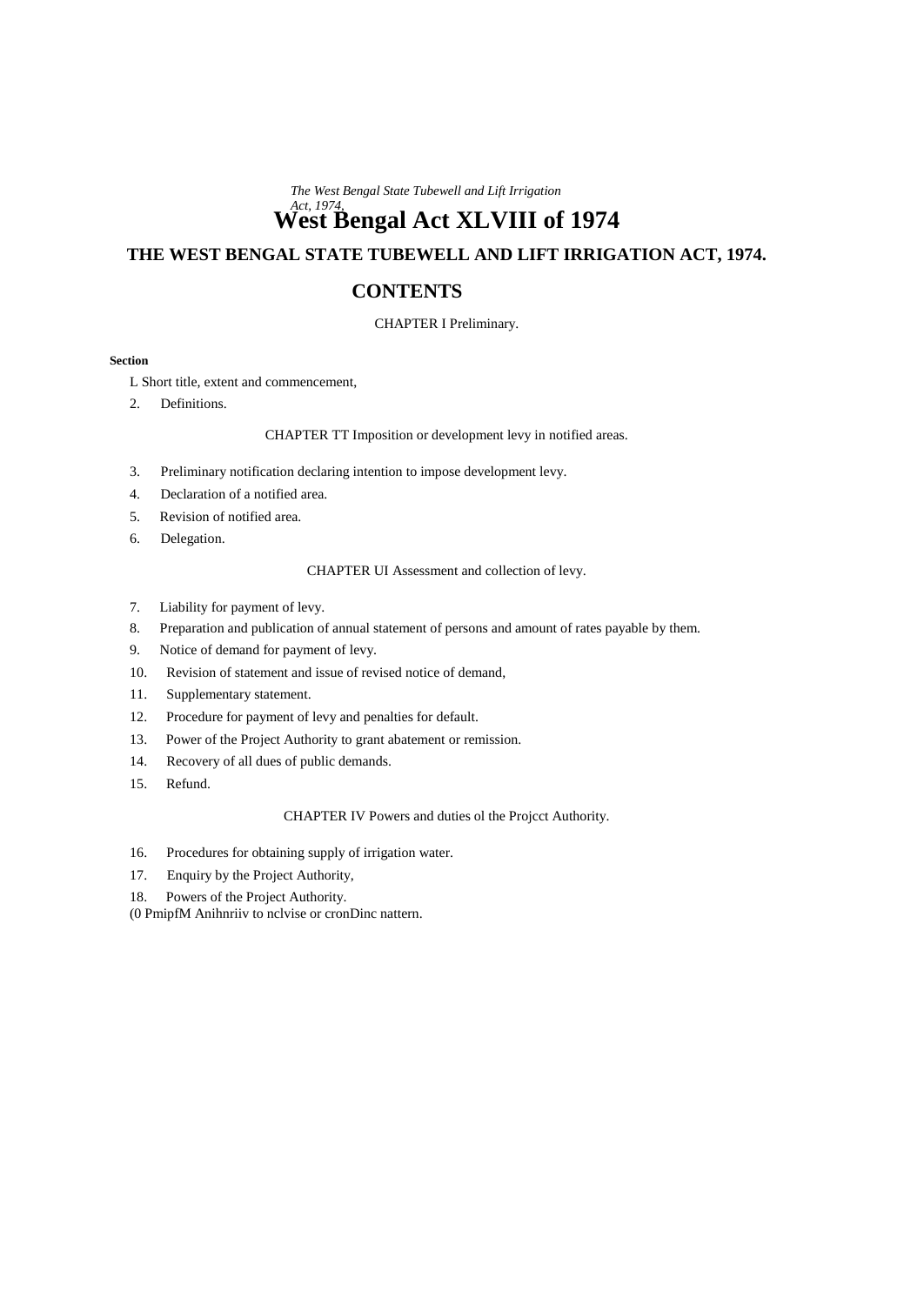*The West Bengal State Tubewell and Lift Irrigation Act, 1974,*

# West Bengal Act XLVIII of 1974

## THE WEST BENGAL STATE TUBEWELL AND LIFT IRRIGATION ACT, 1974.

## CONTENTS

CHAPTER I Preliminary.

**Section**

L Short title, extent and commencement,

2. Definitions.

CHAPTER TT Imposition or development levy in notified areas.

3. Preliminary notification declaring intention to impose development levy.
4. Declaration of a notified area.
5. Revision of notified area.
6. Delegation.

CHAPTER UI Assessment and collection of levy.

7. Liability for payment of levy.
8. Preparation and publication of annual statement of persons and amount of rates payable by them.
9. Notice of demand for payment of levy.
10. Revision of statement and issue of revised notice of demand,
11. Supplementary statement.
12. Procedure for payment of levy and penalties for default.
13. Power of the Project Authority to grant abatement or remission.
14. Recovery of all dues of public demands.
15. Refund.

CHAPTER IV Powers and duties ol the Projcct Authority.

16. Procedures for obtaining supply of irrigation water.
17. Enquiry by the Project Authority,
18. Powers of the Project Authority.

(0 PmipfM Anihnriiv to nclvise or cronDinc nattern.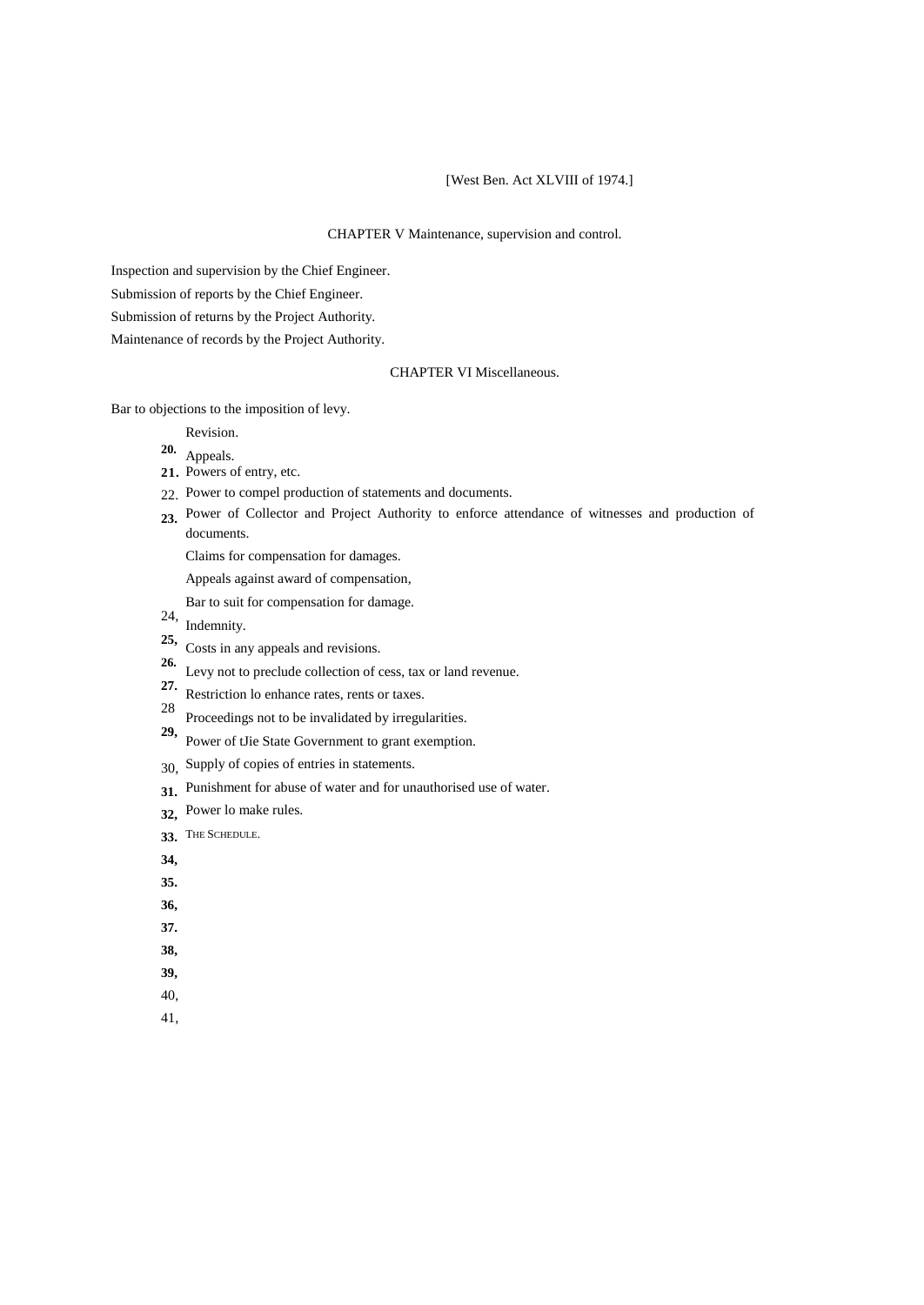[West Ben. Act XLVIII of 1974.]

CHAPTER V Maintenance, supervision and control.

Inspection and supervision by the Chief Engineer.

Submission of reports by the Chief Engineer.

Submission of returns by the Project Authority.

Maintenance of records by the Project Authority.

CHAPTER VI Miscellaneous.

Bar to objections to the imposition of levy.

Revision.

20. Appeals.

21. Powers of entry, etc.

22. Power to compel production of statements and documents.

23. Power of Collector and Project Authority to enforce attendance of witnesses and production of documents.

Claims for compensation for damages.

Appeals against award of compensation,

Bar to suit for compensation for damage.

24, Indemnity.

25, Costs in any appeals and revisions.

26. Levy not to preclude collection of cess, tax or land revenue.

27. Restriction lo enhance rates, rents or taxes.

28 Proceedings not to be invalidated by irregularities.

29, Power of tJie State Government to grant exemption.

30, Supply of copies of entries in statements.

31. Punishment for abuse of water and for unauthorised use of water.

32, Power lo make rules.

33. THE SCHEDULE.

34,

35.

36,

37.

38,

39,

40,

41,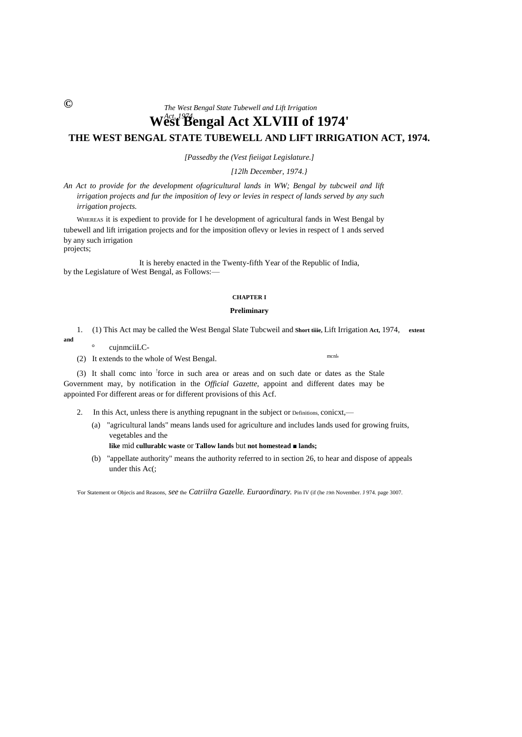©

# West Bengal Act XLVIII of 1974'

## THE WEST BENGAL STATE TUBEWELL AND LIFT IRRIGATION ACT, 1974.

*[Passedby the (Vest fieiigat Legislature.]*

*[12lh December, 1974.}*

*An Act to provide for the development ofagricultural lands in WW; Bengal by tubcweil and lift irrigation projects and fur the imposition of levy or levies in respect of lands served by any such irrigation projects.*

WHEREAS it is expedient to provide for I he development of agricultural fands in West Bengal by tubewell and lift irrigation projects and for the imposition oflevy or levies in respect of 1 ands served by any such irrigation projects;

It is hereby enacted in the Twenty-fifth Year of the Republic of India, by the Legislature of West Bengal, as Follows:—

### CHAPTER I

### Preliminary

**Short tiiie, extent and cujnmciiLC-mcnl.**

1. (1) This Act may be called the West Bengal Slate Tubcweil and Lift Irrigation Act, 1974,

(2) It extends to the whole of West Bengal.

(3) It shall comc into force in such area or areas and on such date or dates as the Stale Government may, by notification in the *Official Gazette,* appoint and different dates may be appointed For different areas or for different provisions of this Acf.

**Definitions.**

2. In this Act, unless there is anything repugnant in the subject or conicxt,—

(a) "agricultural lands" means lands used for agriculture and includes lands used for growing fruits, vegetables and the like mid cullurablc waste or Tallow lands but not homestead ■ lands;

(b) "appellate authority" means the authority referred to in section 26, to hear and dispose of appeals under this Ac(;

'For Statement or Objecis and Reasons, *see* the *Catriilra Gazelle. Euraordinary.* Pin IV (if (he *19th* November. J 974. page 3007.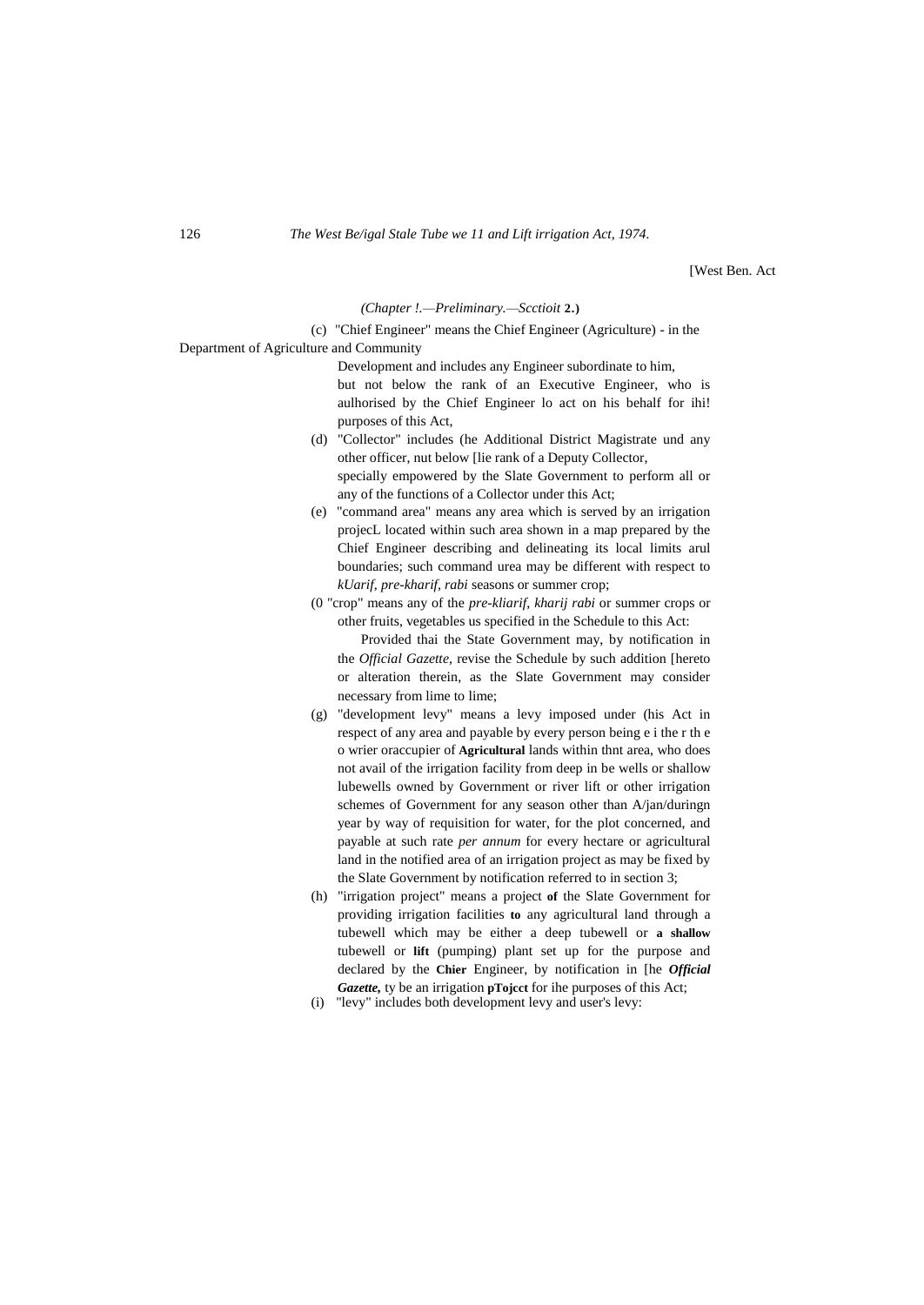[West Ben. Act

*(Chapter !.—Preliminary.—Scctioit* **2.)**

(c) "Chief Engineer" means the Chief Engineer (Agriculture) - in the Department of Agriculture and Community Development and includes any Engineer subordinate to him, but not below the rank of an Executive Engineer, who is aulhorised by the Chief Engineer lo act on his behalf for ihi! purposes of this Act,

(d) "Collector" includes (he Additional District Magistrate und any other officer, nut below [lie rank of a Deputy Collector, specially empowered by the Slate Government to perform all or any of the functions of a Collector under this Act;

(e) "command area" means any area which is served by an irrigation projecL located within such area shown in a map prepared by the Chief Engineer describing and delineating its local limits arul boundaries; such command urea may be different with respect to *kUarif, pre-kharif, rabi* seasons or summer crop;

(0 "crop" means any of the *pre-kliarif, kharij rabi* or summer crops or other fruits, vegetables us specified in the Schedule to this Act:

Provided thai the State Government may, by notification in the *Official Gazette,* revise the Schedule by such addition [hereto or alteration therein, as the Slate Government may consider necessary from lime to lime;

(g) "development levy" means a levy imposed under (his Act in respect of any area and payable by every person being e i the r th e o wrier oraccupier of **Agricultural** lands within thnt area, who does not avail of the irrigation facility from deep in be wells or shallow lubewells owned by Government or river lift or other irrigation schemes of Government for any season other than A/jan/duringn year by way of requisition for water, for the plot concerned, and payable at such rate *per annum* for every hectare or agricultural land in the notified area of an irrigation project as may be fixed by the Slate Government by notification referred to in section 3;

(h) "irrigation project" means a project **of** the Slate Government for providing irrigation facilities **to** any agricultural land through a tubewell which may be either a deep tubewell or **a shallow** tubewell or **lift** (pumping) plant set up for the purpose and declared by the **Chier** Engineer, by notification in [he ***Official Gazette,*** ty be an irrigation **pTojcct** for ihe purposes of this Act;

(i) "levy" includes both development levy and user's levy: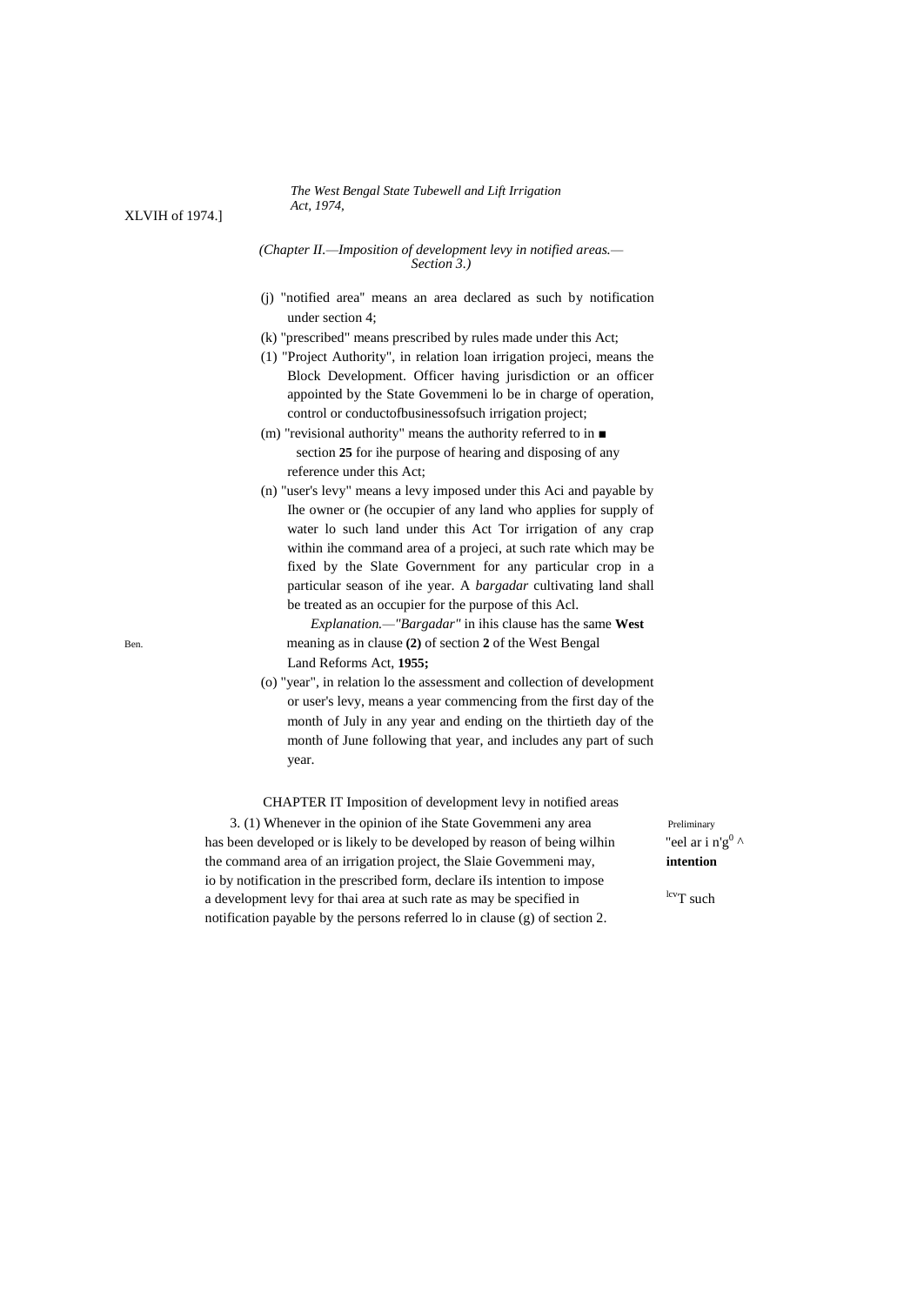(j) "notified area" means an area declared as such by notification under section 4;

(k) "prescribed" means prescribed by rules made under this Act;

(1) "Project Authority", in relation loan irrigation projeci, means the Block Development. Officer having jurisdiction or an officer appointed by the State Govemmeni lo be in charge of operation, control or conductofbusinessofsuch irrigation project;

(m) "revisional authority" means the authority referred to in ■ section **25** for ihe purpose of hearing and disposing of any reference under this Act;

(n) "user's levy" means a levy imposed under this Aci and payable by Ihe owner or (he occupier of any land who applies for supply of water lo such land under this Act Tor irrigation of any crap within ihe command area of a projeci, at such rate which may be fixed by the Slate Government for any particular crop in a particular season of ihe year. A *bargadar* cultivating land shall be treated as an occupier for the purpose of this Acl.

*Explanation.—"Bargadar"* in ihis clause has the same meaning as in clause **(2)** of section **2** of the West Bengal Land Reforms Act, **1955;**

West Ben. XLVIH of 1974.]

(o) "year", in relation lo the assessment and collection of development or user's levy, means a year commencing from the first day of the month of July in any year and ending on the thirtieth day of the month of June following that year, and includes any part of such year.

## CHAPTER IT Imposition of development levy in notified areas

Preliminary "eel ar i n'g^0 ^ **intention** ^lcv^T such

3. (1) Whenever in the opinion of ihe State Govemmeni any area has been developed or is likely to be developed by reason of being wilhin the command area of an irrigation project, the Slaie Govemmeni may, io by notification in the prescribed form, declare iIs intention to impose a development levy for thai area at such rate as may be specified in notification payable by the persons referred lo in clause (g) of section 2.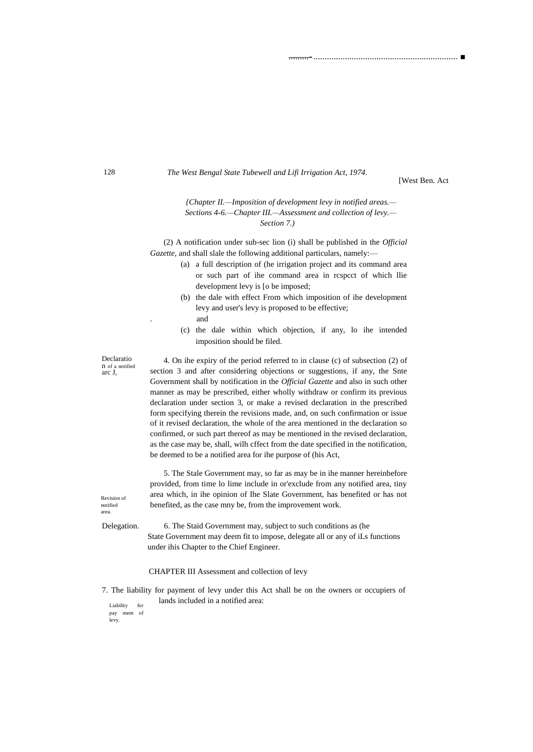*{Chapter II.—Imposition of development levy in notified areas.—Sections 4-6.—Chapter III.—Assessment and collection of levy.—Section 7.)*

(2) A notification under sub-sec lion (i) shall be published in the *Official Gazette,* and shall slale the following additional particulars, namely:—

(a) a full description of (he irrigation project and its command area or such part of ihe command area in rcspcct of which llie development levy is [o be imposed;

(b) the dale with effect From which imposition of ihe development levy and user's levy is proposed to be effective;

and

(c) the dale within which objection, if any, lo ihe intended imposition should be filed.

Declaration of a notified arc J,

4. On ihe expiry of the period referred to in clause (c) of subsection (2) of section 3 and after considering objections or suggestions, if any, the Snte Government shall by notification in the *Official Gazette* and also in such other manner as may be prescribed, either wholly withdraw or confirm its previous declaration under section 3, or make a revised declaration in the prescribed form specifying therein the revisions made, and, on such confirmation or issue of it revised declaration, the whole of the area mentioned in the declaration so confirmed, or such part thereof as may be mentioned in the revised declaration, as the case may be, shall, wilh cffect from the date specified in the notification, be deemed to be a notified area for ihe purpose of (his Act,

Revision of notified area.

5. The Stale Government may, so far as may be in ihe manner hereinbefore provided, from time lo lime include in or'exclude from any notified area, tiny area which, in ihe opinion of Ihe Slate Government, has benefited or has not benefited, as the case mny be, from the improvement work.

Delegation.

6. The Staid Government may, subject to such conditions as (he State Government may deem fit to impose, delegate all or any of iLs functions under ihis Chapter to the Chief Engineer.

## CHAPTER III Assessment and collection of levy

Liability for pay mem of levy.

7. The liability for payment of levy under this Act shall be on the owners or occupiers of lands included in a notified area: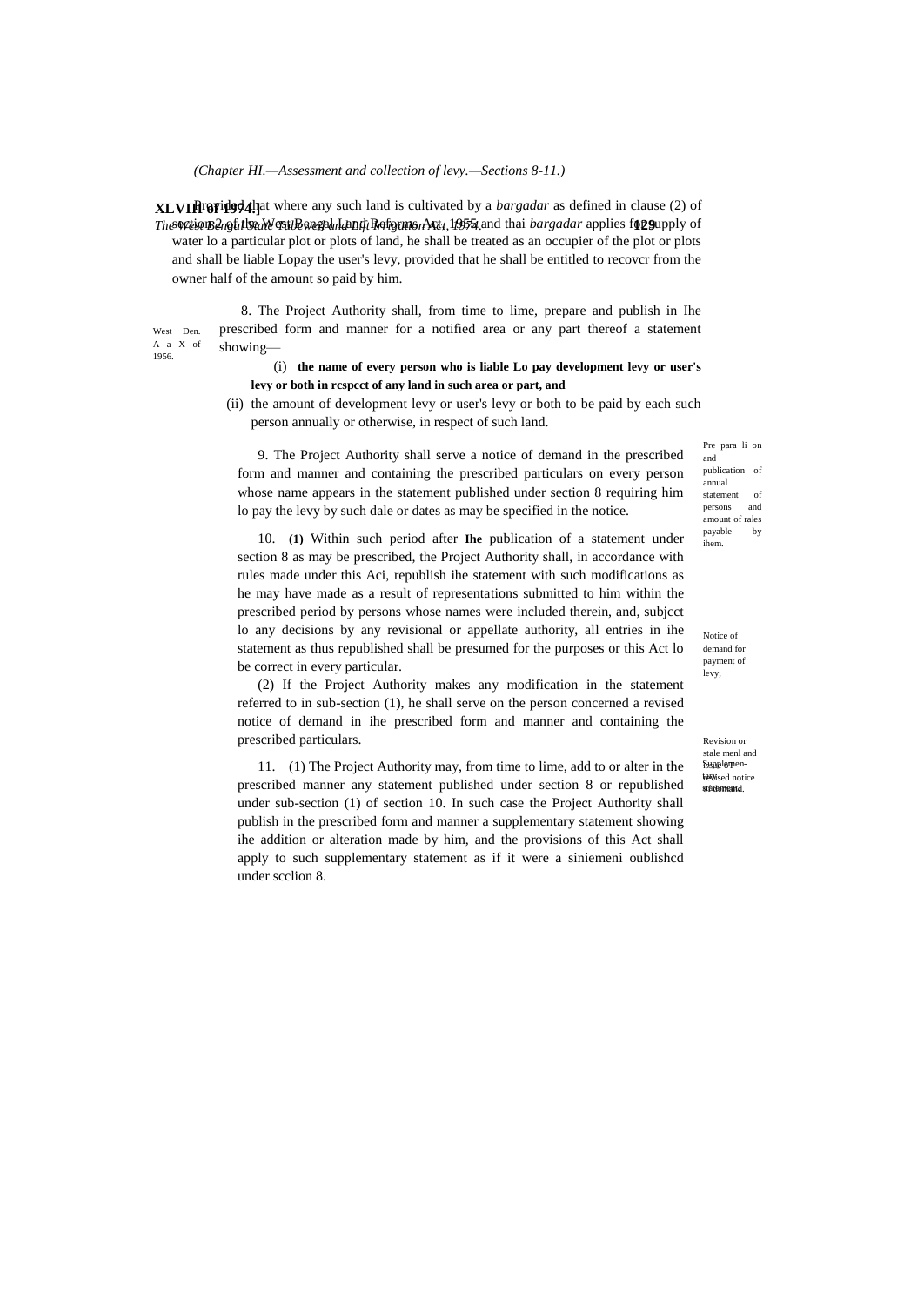*(Chapter HI.—Assessment and collection of levy.—Sections 8-11.)*

Provided that where any such land is cultivated by a *bargadar* as defined in clause (2) of section 2 of the West Bengal Land Reforms Act, 1955, and thai *bargadar* applies for supply of water lo a particular plot or plots of land, he shall be treated as an occupier of the plot or plots and shall be liable Lopay the user's levy, provided that he shall be entitled to recovcr from the owner half of the amount so paid by him.

West Den. A a X of 1956.

Pre para li on and publication of annual statement of persons and amount of rales payable by ihem.

8. The Project Authority shall, from time to time, prepare and publish in Ihe prescribed form and manner for a notified area or any part thereof a statement showing—

(i) **the name of every person who is liable Lo pay development levy or user's levy or both in rcspcct of any land in such area or part, and**

(ii) the amount of development levy or user's levy or both to be paid by each such person annually or otherwise, in respect of such land.

Notice of demand for payment of levy,

9. The Project Authority shall serve a notice of demand in the prescribed form and manner and containing the prescribed particulars on every person whose name appears in the statement published under section 8 requiring him lo pay the levy by such dale or dates as may be specified in the notice.

Revision or stale menl and issue of revised notice of demand.

10. **(1)** Within such period after **Ihe** publication of a statement under section 8 as may be prescribed, the Project Authority shall, in accordance with rules made under this Aci, republish ihe statement with such modifications as he may have made as a result of representations submitted to him within the prescribed period by persons whose names were included therein, and, subjcct lo any decisions by any revisional or appellate authority, all entries in ihe statement as thus republished shall be presumed for the purposes or this Act lo be correct in every particular.

(2) If the Project Authority makes any modification in the statement referred to in sub-section (1), he shall serve on the person concerned a revised notice of demand in ihe prescribed form and manner and containing the prescribed particulars.

Supplementary statement.

11. (1) The Project Authority may, from time to lime, add to or alter in the prescribed manner any statement published under section 8 or republished under sub-section (1) of section 10. In such case the Project Authority shall publish in the prescribed form and manner a supplementary statement showing ihe addition or alteration made by him, and the provisions of this Act shall apply to such supplementary statement as if it were a siniemeni oublishcd under scclion 8.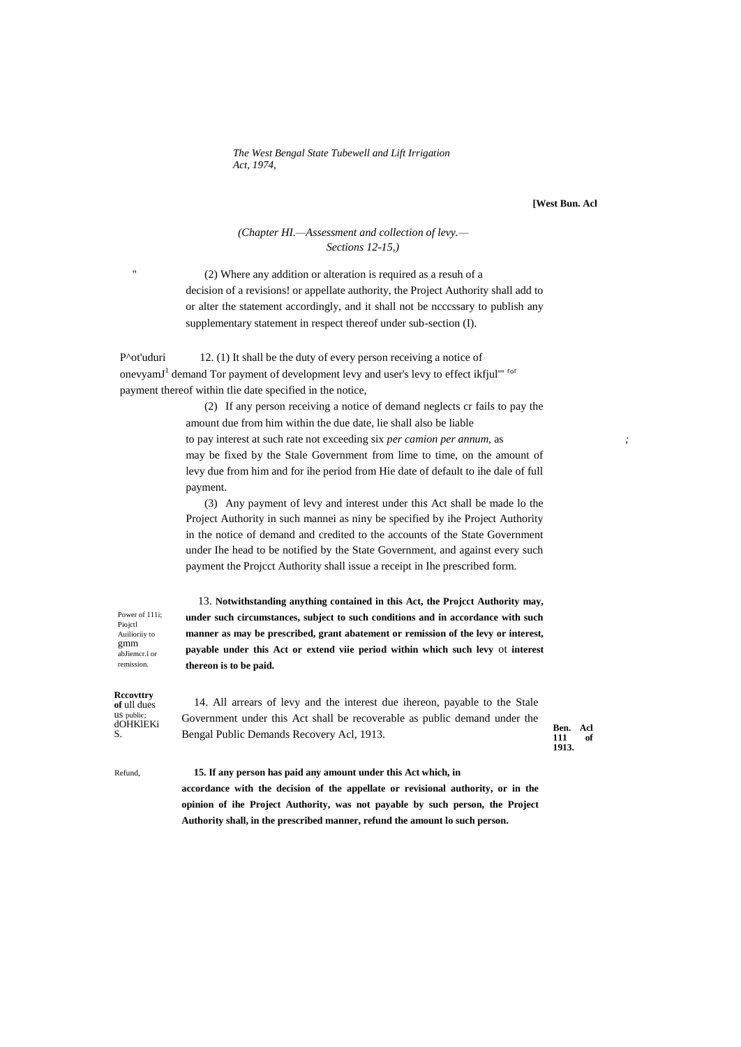*(Chapter HI.—Assessment and collection of levy.— Sections 12-15,)*

(2) Where any addition or alteration is required as a resuh of a decision of a revisions! or appellate authority, the Project Authority shall add to or alter the statement accordingly, and it shall not be ncccssary to publish any supplementary statement in respect thereof under sub-section (I).

P^ot'uduri onevyamJ[1] ikfjul"' ror

12. (1) It shall be the duty of every person receiving a notice of demand Tor payment of development levy and user's levy to effect payment thereof within tlie date specified in the notice,

(2) If any person receiving a notice of demand neglects cr fails to pay the amount due from him within the due date, lie shall also be liable to pay interest at such rate not exceeding six *per camion per annum,* as may be fixed by the Stale Government from lime to time, on the amount of levy due from him and for ihe period from Hie date of default to ihe dale of full payment.

(3) Any payment of levy and interest under this Act shall be made lo the Project Authority in such mannei as niny be specified by ihe Project Authority in the notice of demand and credited to the accounts of the State Government under Ihe head to be notified by the State Government, and against every such payment the Projcct Authority shall issue a receipt in Ihe prescribed form.

Power of 111i; Piojctl Auilioriiy to gmm abJiemcr.l or remission.

13. **Notwithstanding anything contained in this Act, the Projcct Authority may, under such circumstances, subject to such conditions and in accordance with such manner as may be prescribed, grant abatement or remission of the levy or interest, payable under this Act or extend viie period within which such levy** ot **interest thereon is to be paid.**

**Rccovttry of** ull dues us public; dOHKlEKiS.

14. All arrears of levy and the interest due ihereon, payable to the Stale Government under this Act shall be recoverable as public demand under the Bengal Public Demands Recovery Acl, 1913.

**Ben. Acl 111 of 1913.**

Refund,

**15. If any person has paid any amount under this Act which, in accordance with the decision of the appellate or revisional authority, or in the opinion of ihe Project Authority, was not payable by such person, the Project Authority shall, in the prescribed manner, refund the amount lo such person.**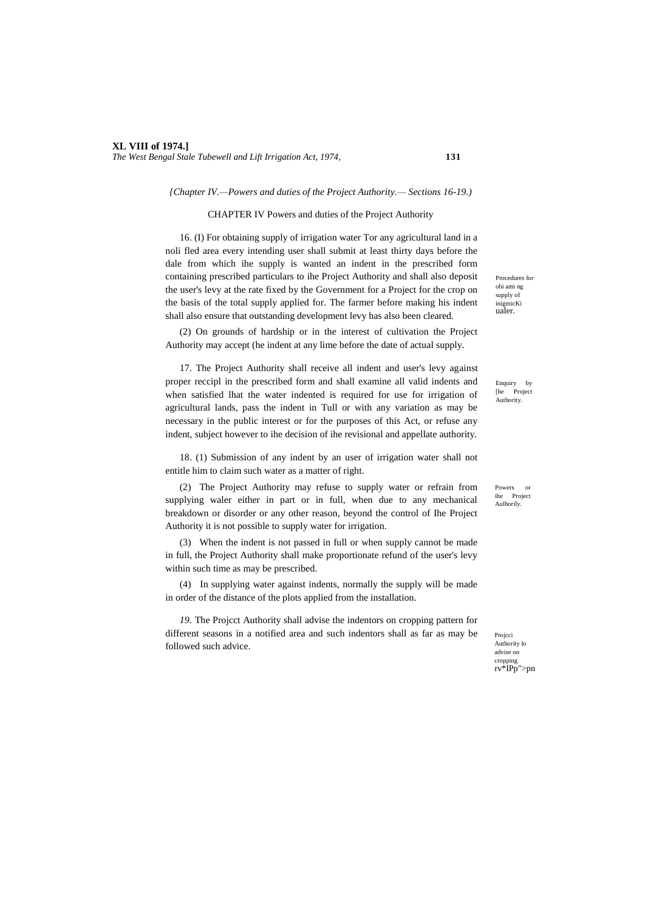*{Chapter IV.—Powers and duties of the Project Authority.— Sections 16-19.)*

## CHAPTER IV Powers and duties of the Project Authority

Procedures for obi ami ng supply of inigmicKi ualer.

16. (I) For obtaining supply of irrigation water Tor any agricultural land in a noli fled area every intending user shall submit at least thirty days before the dale from which ihe supply is wanted an indent in the prescribed form containing prescribed particulars to ihe Project Authority and shall also deposit the user's levy at the rate fixed by the Government for a Project for the crop on the basis of the total supply applied for. The farmer before making his indent shall also ensure that outstanding development levy has also been cleared.

(2) On grounds of hardship or in the interest of cultivation the Project Authority may accept (he indent at any lime before the date of actual supply.

Enquiry by [he Project Authority.

17. The Project Authority shall receive all indent and user's levy against proper reccipl in the prescribed form and shall examine all valid indents and when satisfied lhat the water indented is required for use for irrigation of agricultural lands, pass the indent in Tull or with any variation as may be necessary in the public interest or for the purposes of this Act, or refuse any indent, subject however to ihe decision of ihe revisional and appellate authority.

Powers or ihe Project Aulhorily.

18. (1) Submission of any indent by an user of irrigation water shall not entitle him to claim such water as a matter of right.

(2) The Project Authority may refuse to supply water or refrain from supplying waler either in part or in full, when due to any mechanical breakdown or disorder or any other reason, beyond the control of Ihe Project Authority it is not possible to supply water for irrigation.

(3) When the indent is not passed in full or when supply cannot be made in full, the Project Authority shall make proportionate refund of the user's levy within such time as may be prescribed.

(4) In supplying water against indents, normally the supply will be made in order of the distance of the plots applied from the installation.

Projcci Authority lo advise on cropping rv*IPp">pn

*19.* The Projcct Authority shall advise the indentors on cropping pattern for different seasons in a notified area and such indentors shall as far as may be followed such advice.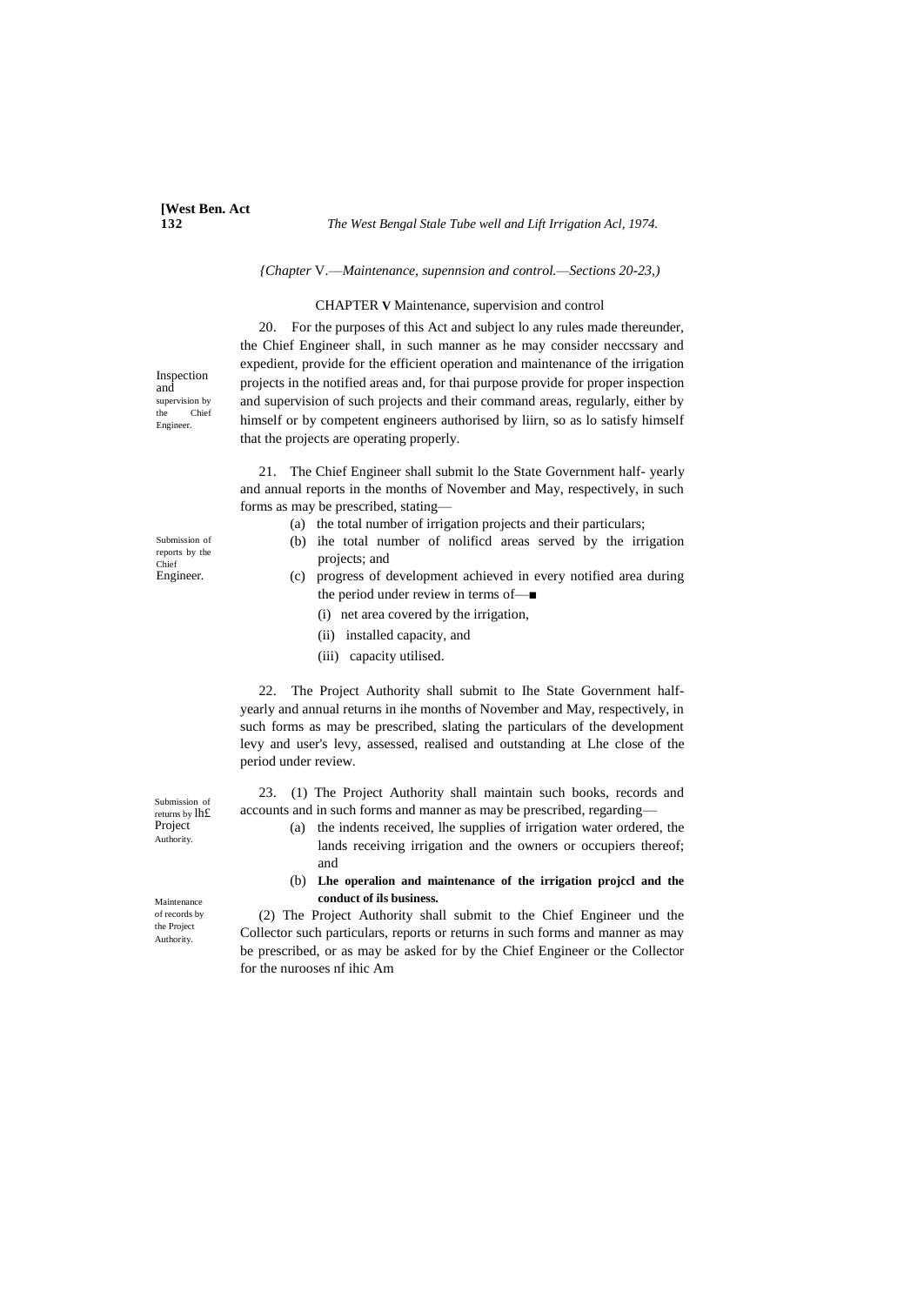*{Chapter V.—Maintenance, supennsion and control.—Sections 20-23,)*

## CHAPTER V Maintenance, supervision and control

Inspection and supervision by the Chief Engineer.

20. For the purposes of this Act and subject lo any rules made thereunder, the Chief Engineer shall, in such manner as he may consider neccssary and expedient, provide for the efficient operation and maintenance of the irrigation projects in the notified areas and, for thai purpose provide for proper inspection and supervision of such projects and their command areas, regularly, either by himself or by competent engineers authorised by liirn, so as lo satisfy himself that the projects are operating properly.

Submission of reports by the Chief Engineer.

21. The Chief Engineer shall submit lo the State Government half- yearly and annual reports in the months of November and May, respectively, in such forms as may be prescribed, stating—

- (a) the total number of irrigation projects and their particulars;
- (b) ihe total number of nolificd areas served by the irrigation projects; and
- (c) progress of development achieved in every notified area during the period under review in terms of—■
  - (i) net area covered by the irrigation,
  - (ii) installed capacity, and
  - (iii) capacity utilised.

Submission of returns by lh£ Project Authority.

22. The Project Authority shall submit to Ihe State Government half-yearly and annual returns in ihe months of November and May, respectively, in such forms as may be prescribed, slating the particulars of the development levy and user's levy, assessed, realised and outstanding at Lhe close of the period under review.

Maintenance of records by the Project Authority.

23. (1) The Project Authority shall maintain such books, records and accounts and in such forms and manner as may be prescribed, regarding—

- (a) the indents received, lhe supplies of irrigation water ordered, the lands receiving irrigation and the owners or occupiers thereof; and
- (b) **Lhe operalion and maintenance of the irrigation projccl and the conduct of ils business.**

(2) The Project Authority shall submit to the Chief Engineer und the Collector such particulars, reports or returns in such forms and manner as may be prescribed, or as may be asked for by the Chief Engineer or the Collector for the nurooses nf ihic Am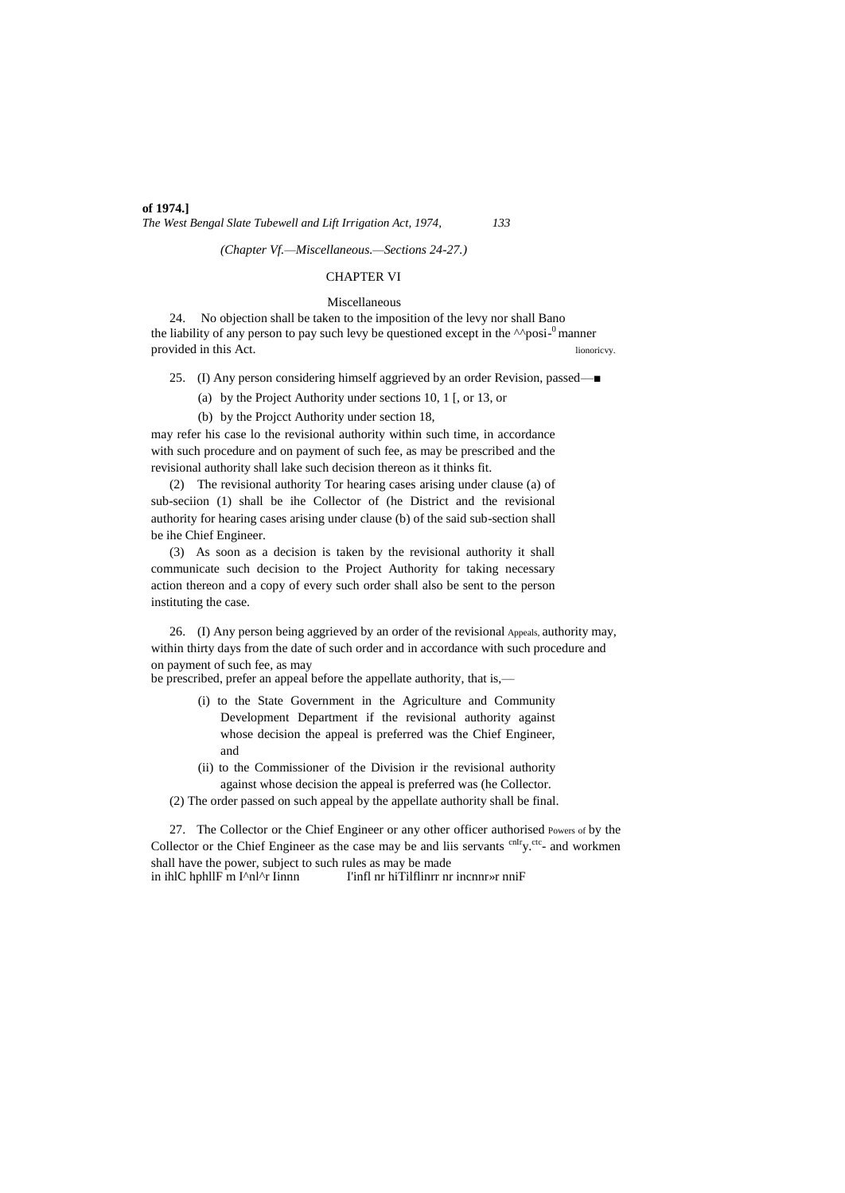(Chapter Vf.—Miscellaneous.—Sections 24-27.)

## CHAPTER VI

### Miscellaneous

24. No objection shall be taken to the imposition of the levy nor shall Bano the liability of any person to pay such levy be questioned except in the ^^posi-0 manner provided in this Act. lionoricvy.

25. (I) Any person considering himself aggrieved by an order Revision, passed—■

(a) by the Project Authority under sections 10, 1 [, or 13, or

(b) by the Projcct Authority under section 18,

may refer his case lo the revisional authority within such time, in accordance with such procedure and on payment of such fee, as may be prescribed and the revisional authority shall lake such decision thereon as it thinks fit.

(2) The revisional authority Tor hearing cases arising under clause (a) of sub-seciion (1) shall be ihe Collector of (he District and the revisional authority for hearing cases arising under clause (b) of the said sub-section shall be ihe Chief Engineer.

(3) As soon as a decision is taken by the revisional authority it shall communicate such decision to the Project Authority for taking necessary action thereon and a copy of every such order shall also be sent to the person instituting the case.

26. (I) Any person being aggrieved by an order of the revisional Appeals, authority may, within thirty days from the date of such order and in accordance with such procedure and on payment of such fee, as may be prescribed, prefer an appeal before the appellate authority, that is,—

(i) to the State Government in the Agriculture and Community Development Department if the revisional authority against whose decision the appeal is preferred was the Chief Engineer, and

(ii) to the Commissioner of the Division ir the revisional authority against whose decision the appeal is preferred was (he Collector.

(2) The order passed on such appeal by the appellate authority shall be final.

27. The Collector or the Chief Engineer or any other officer authorised Powers of by the Collector or the Chief Engineer as the case may be and liis servants cnlry.ctc- and workmen shall have the power, subject to such rules as may be made in ihlC hphllF m I^nl^r Iinnn I'infl nr hiTilflinrr nr incnnr»r nniF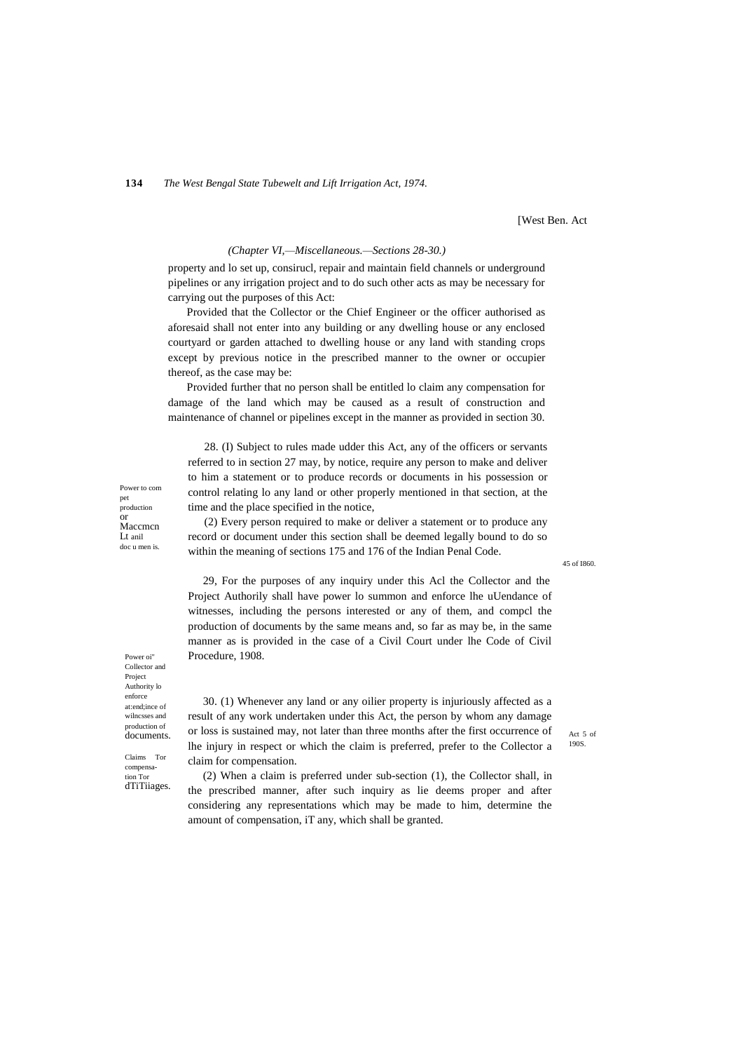[West Ben. Act

*(Chapter VI,—Miscellaneous.—Sections 28-30.)*

property and lo set up, consirucl, repair and maintain field channels or underground pipelines or any irrigation project and to do such other acts as may be necessary for carrying out the purposes of this Act:

Provided that the Collector or the Chief Engineer or the officer authorised as aforesaid shall not enter into any building or any dwelling house or any enclosed courtyard or garden attached to dwelling house or any land with standing crops except by previous notice in the prescribed manner to the owner or occupier thereof, as the case may be:

Provided further that no person shall be entitled lo claim any compensation for damage of the land which may be caused as a result of construction and maintenance of channel or pipelines except in the manner as provided in section 30.

Power to com pet production or Maccmcn Lt anil doc u men is.

28. (I) Subject to rules made udder this Act, any of the officers or servants referred to in section 27 may, by notice, require any person to make and deliver to him a statement or to produce records or documents in his possession or control relating lo any land or other properly mentioned in that section, at the time and the place specified in the notice,

(2) Every person required to make or deliver a statement or to produce any record or document under this section shall be deemed legally bound to do so within the meaning of sections 175 and 176 of the Indian Penal Code.

45 of I860.

Power oi" Collector and Project Authority lo enforce at:end;ince of wilncsses and production of documents.

29, For the purposes of any inquiry under this Acl the Collector and the Project Authorily shall have power lo summon and enforce lhe uUendance of witnesses, including the persons interested or any of them, and compcl the production of documents by the same means and, so far as may be, in the same manner as is provided in the case of a Civil Court under lhe Code of Civil Procedure, 1908.

Act 5 of 190S.

Claims Tor compensation Tor dTiTiiages.

30. (1) Whenever any land or any oilier property is injuriously affected as a result of any work undertaken under this Act, the person by whom any damage or loss is sustained may, not later than three months after the first occurrence of lhe injury in respect or which the claim is preferred, prefer to the Collector a claim for compensation.

(2) When a claim is preferred under sub-section (1), the Collector shall, in the prescribed manner, after such inquiry as lie deems proper and after considering any representations which may be made to him, determine the amount of compensation, iT any, which shall be granted.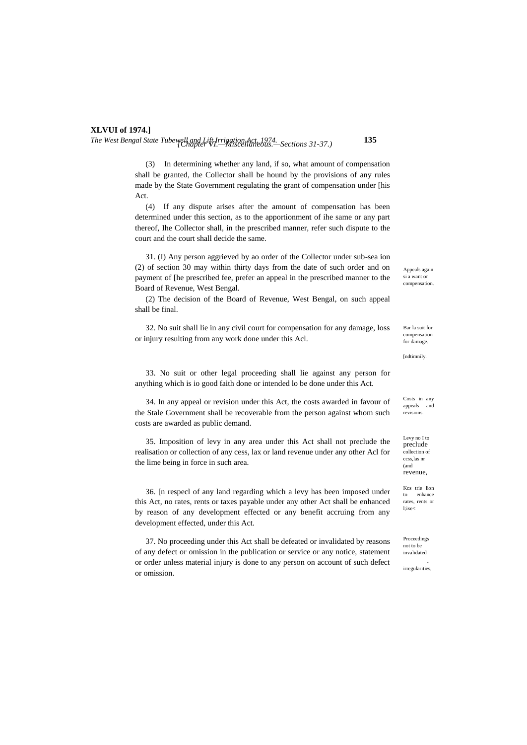(3) In determining whether any land, if so, what amount of compensation shall be granted, the Collector shall be hound by the provisions of any rules made by the State Government regulating the grant of compensation under [his Act.

(4) If any dispute arises after the amount of compensation has been determined under this section, as to the apportionment of ihe same or any part thereof, Ihe Collector shall, in the prescribed manner, refer such dispute to the court and the court shall decide the same.

*Appeals again si a want or compensation.*

31. (I) Any person aggrieved by ao order of the Collector under sub-sea ion (2) of section 30 may within thirty days from the date of such order and on payment of [he prescribed fee, prefer an appeal in the prescribed manner to the Board of Revenue, West Bengal.

(2) The decision of the Board of Revenue, West Bengal, on such appeal shall be final.

*Bar la suit for compensation for damage.*

32. No suit shall lie in any civil court for compensation for any damage, loss or injury resulting from any work done under this Acl.

*[ndtimnily.*

33. No suit or other legal proceeding shall lie against any person for anything which is io good faith done or intended lo be done under this Act.

*Costs in any appeals and revisions.*

34. In any appeal or revision under this Act, the costs awarded in favour of the Stale Government shall be recoverable from the person against whom such costs are awarded as public demand.

*Levy no I to preclude collection of ccss,las nr (and revenue,*

35. Imposition of levy in any area under this Act shall not preclude the realisation or collection of any cess, lax or land revenue under any other Acl for the lime being in force in such area.

*Kcs trie lion to enhance rates, rents or l;ixe<*

36. [n respecl of any land regarding which a levy has been imposed under this Act, no rates, rents or taxes payable under any other Act shall be enhanced by reason of any development effected or any benefit accruing from any development effected, under this Act.

*Proceedings not to be invalidated . irregularities,*

37. No proceeding under this Act shall be defeated or invalidated by reasons of any defect or omission in the publication or service or any notice, statement or order unless material injury is done to any person on account of such defect or omission.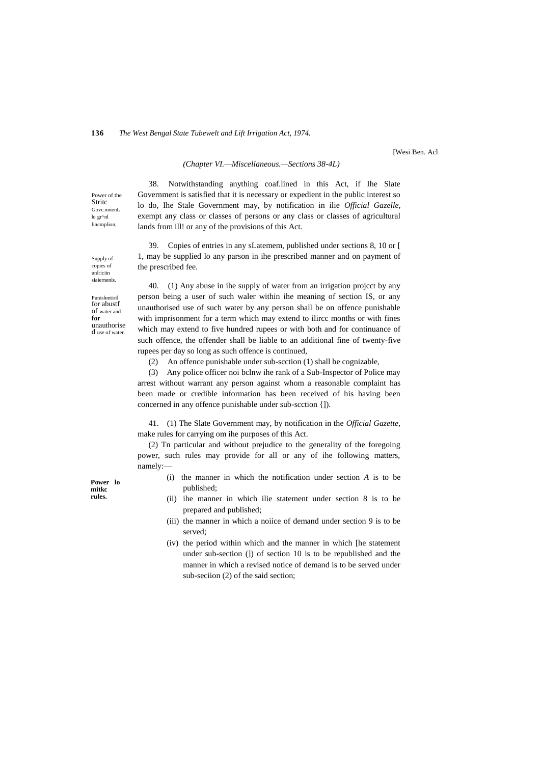[Wesi Ben. Acl

*(Chapter VI.—Miscellaneous.—Sections 38-4L)*

Power of the Stritc Govc.nnienL lo gr^nl lincmplion,

38. Notwithstanding anything coaf.lined in this Act, if Ihe Slate Government is satisfied that it is necessary or expedient in the public interest so lo do, Ihe Stale Government may, by notification in ilie *Official Gazelle,* exempt any class or classes of persons or any class or classes of agricultural lands from ill! or any of the provisions of this Act.

Supply of copies of unlriciin siaiernenls.

39. Copies of entries in any sLatemem, published under sections 8, 10 or [ 1, may be supplied lo any parson in ihe prescribed manner and on payment of the prescribed fee.

Punishmtiril for abustf of water and **for** unauthorised use of water.

40. (1) Any abuse in ihe supply of water from an irrigation projcct by any person being a user of such waler within ihe meaning of section IS, or any unauthorised use of such water by any person shall be on offence punishable with imprisonment for a term which may extend to ilircc months or with fines which may extend to five hundred rupees or with both and for continuance of such offence, the offender shall be liable to an additional fine of twenty-five rupees per day so long as such offence is continued,

(2) An offence punishable under sub-scction (1) shall be cognizable,

(3) Any police officer noi bclnw ihe rank of a Sub-Inspector of Police may arrest without warrant any person against whom a reasonable complaint has been made or credible information has been received of his having been concerned in any offence punishable under sub-scction {]).

**Power lo mitkc rules.**

41. (1) The Slate Government may, by notification in the *Official Gazette,* make rules for carrying om ihe purposes of this Act.

(2) Tn particular and without prejudice to the generality of the foregoing power, such rules may provide for all or any of ihe following matters, namely:—

(i) the manner in which the notification under section *A* is to be published;

(ii) ihe manner in which ilie statement under section 8 is to be prepared and published;

(iii) the manner in which a noiice of demand under section 9 is to be served;

(iv) the period within which and the manner in which [he statement under sub-section (]) of section 10 is to be republished and the manner in which a revised notice of demand is to be served under sub-seciion (2) of the said section;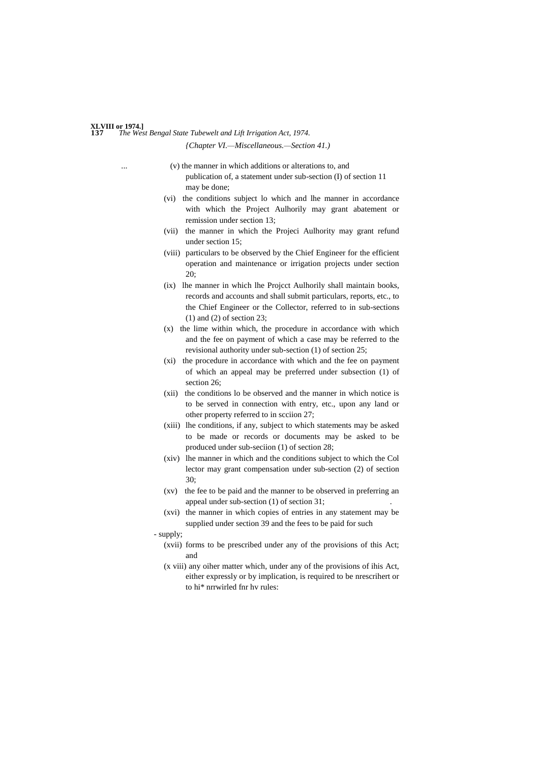*{Chapter VI.—Miscellaneous.—Section 41.)*

(v) the manner in which additions or alterations to, and publication of, a statement under sub-section (I) of section 11 may be done;

(vi) the conditions subject lo which and lhe manner in accordance with which the Project Aulhorily may grant abatement or remission under section 13;

(vii) the manner in which the Projeci Aulhority may grant refund under section 15;

(viii) particulars to be observed by the Chief Engineer for the efficient operation and maintenance or irrigation projects under section 20;

(ix) lhe manner in which lhe Projcct Aulhorily shall maintain books, records and accounts and shall submit particulars, reports, etc., to the Chief Engineer or the Collector, referred to in sub-sections (1) and (2) of section 23;

(x) the lime within which, the procedure in accordance with which and the fee on payment of which a case may be referred to the revisional authority under sub-section (1) of section 25;

(xi) the procedure in accordance with which and the fee on payment of which an appeal may be preferred under subsection (1) of section 26;

(xii) the conditions lo be observed and the manner in which notice is to be served in connection with entry, etc., upon any land or other property referred to in scciion 27;

(xiii) lhe conditions, if any, subject to which statements may be asked to be made or records or documents may be asked to be produced under sub-seciion (1) of section 28;

(xiv) lhe manner in which and the conditions subject to which the Col lector may grant compensation under sub-section (2) of section 30;

(xv) the fee to be paid and the manner to be observed in preferring an appeal under sub-section (1) of section 31;

(xvi) the manner in which copies of entries in any statement may be supplied under section 39 and the fees to be paid for such supply;

(xvii) forms to be prescribed under any of the provisions of this Act; and

(x viii) any oiher matter which, under any of the provisions of ihis Act, either expressly or by implication, is required to be nrescrihert or to hi* nrrwirled fnr hv rules: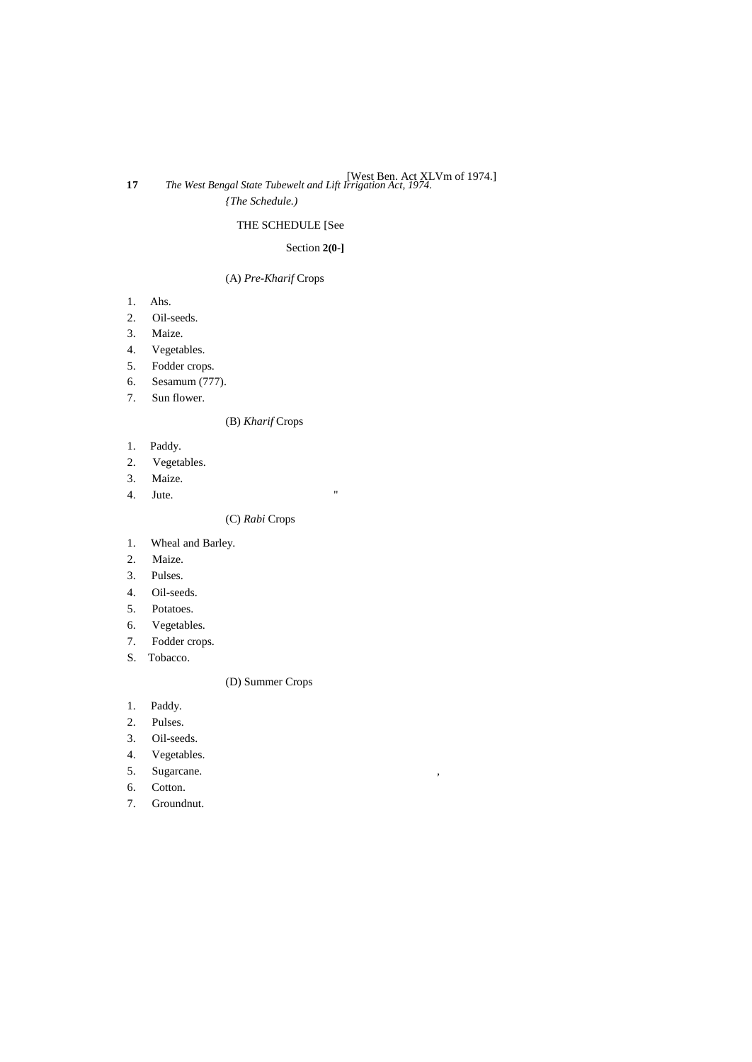*(The Schedule.)*

THE SCHEDULE [See

Section **2(0-]**

(A) *Pre-Kharif* Crops

1. Ahs.
2. Oil-seeds.
3. Maize.
4. Vegetables.
5. Fodder crops.
6. Sesamum (777).
7. Sun flower.

(B) *Kharif* Crops

1. Paddy.
2. Vegetables.
3. Maize.
4. Jute.

(C) *Rabi* Crops

1. Wheal and Barley.
2. Maize.
3. Pulses.
4. Oil-seeds.
5. Potatoes.
6. Vegetables.
7. Fodder crops.

S. Tobacco.

(D) Summer Crops

1. Paddy.
2. Pulses.
3. Oil-seeds.
4. Vegetables.
5. Sugarcane.
6. Cotton.
7. Groundnut.